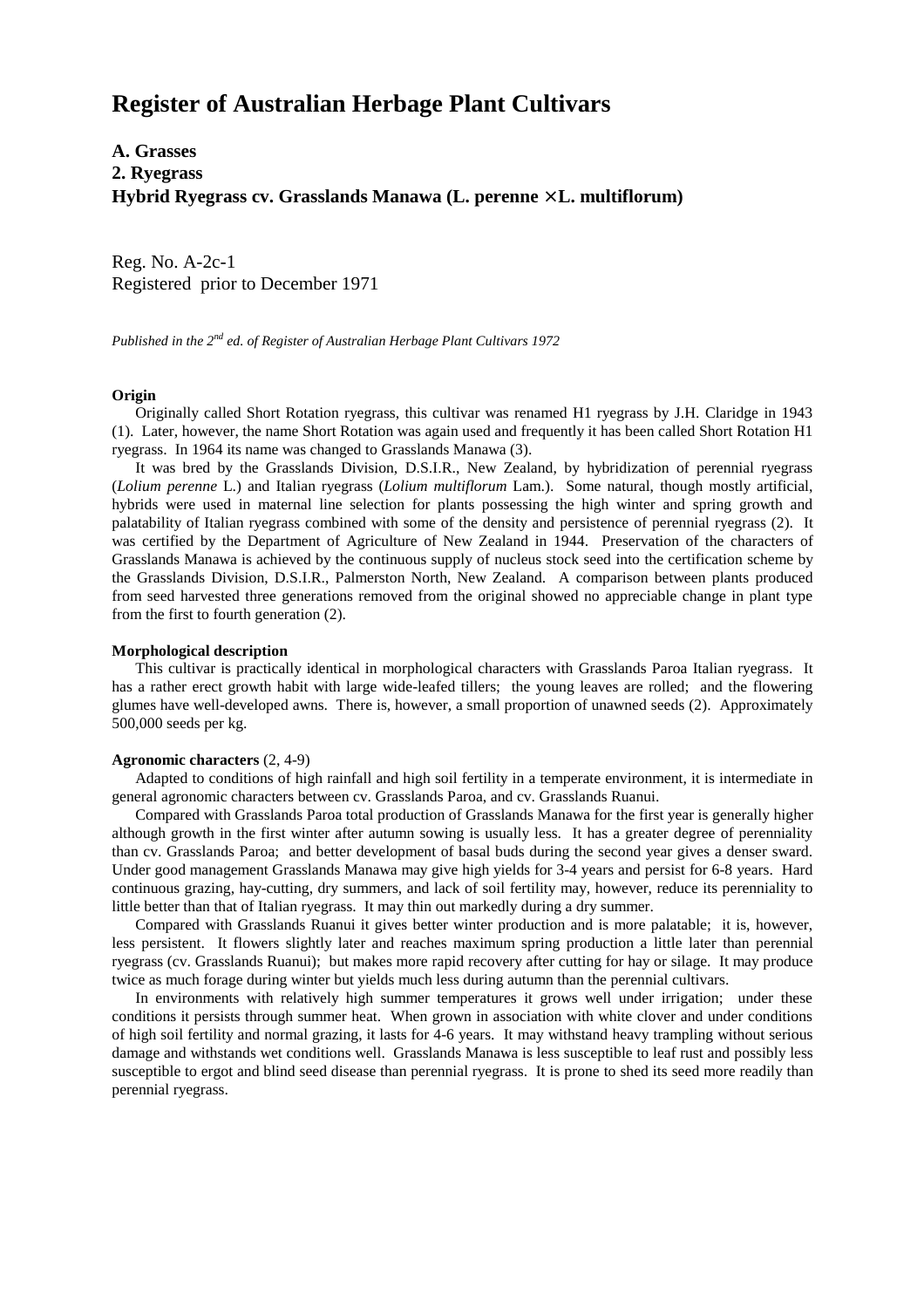# Register of Australian Herbage Plant Cultivars

**A. Grasses**
**2. Ryegrass**
**Hybrid Ryegrass cv. Grasslands Manawa (L. perenne × L. multiflorum)**

Reg. No. A-2c-1
Registered prior to December 1971

*Published in the 2nd ed. of Register of Australian Herbage Plant Cultivars 1972*

**Origin**

Originally called Short Rotation ryegrass, this cultivar was renamed H1 ryegrass by J.H. Claridge in 1943 (1). Later, however, the name Short Rotation was again used and frequently it has been called Short Rotation H1 ryegrass. In 1964 its name was changed to Grasslands Manawa (3).

It was bred by the Grasslands Division, D.S.I.R., New Zealand, by hybridization of perennial ryegrass (*Lolium perenne* L.) and Italian ryegrass (*Lolium multiflorum* Lam.). Some natural, though mostly artificial, hybrids were used in maternal line selection for plants possessing the high winter and spring growth and palatability of Italian ryegrass combined with some of the density and persistence of perennial ryegrass (2). It was certified by the Department of Agriculture of New Zealand in 1944. Preservation of the characters of Grasslands Manawa is achieved by the continuous supply of nucleus stock seed into the certification scheme by the Grasslands Division, D.S.I.R., Palmerston North, New Zealand. A comparison between plants produced from seed harvested three generations removed from the original showed no appreciable change in plant type from the first to fourth generation (2).

**Morphological description**

This cultivar is practically identical in morphological characters with Grasslands Paroa Italian ryegrass. It has a rather erect growth habit with large wide-leafed tillers; the young leaves are rolled; and the flowering glumes have well-developed awns. There is, however, a small proportion of unawned seeds (2). Approximately 500,000 seeds per kg.

**Agronomic characters** (2, 4-9)

Adapted to conditions of high rainfall and high soil fertility in a temperate environment, it is intermediate in general agronomic characters between cv. Grasslands Paroa, and cv. Grasslands Ruanui.

Compared with Grasslands Paroa total production of Grasslands Manawa for the first year is generally higher although growth in the first winter after autumn sowing is usually less. It has a greater degree of perenniality than cv. Grasslands Paroa; and better development of basal buds during the second year gives a denser sward. Under good management Grasslands Manawa may give high yields for 3-4 years and persist for 6-8 years. Hard continuous grazing, hay-cutting, dry summers, and lack of soil fertility may, however, reduce its perenniality to little better than that of Italian ryegrass. It may thin out markedly during a dry summer.

Compared with Grasslands Ruanui it gives better winter production and is more palatable; it is, however, less persistent. It flowers slightly later and reaches maximum spring production a little later than perennial ryegrass (cv. Grasslands Ruanui); but makes more rapid recovery after cutting for hay or silage. It may produce twice as much forage during winter but yields much less during autumn than the perennial cultivars.

In environments with relatively high summer temperatures it grows well under irrigation; under these conditions it persists through summer heat. When grown in association with white clover and under conditions of high soil fertility and normal grazing, it lasts for 4-6 years. It may withstand heavy trampling without serious damage and withstands wet conditions well. Grasslands Manawa is less susceptible to leaf rust and possibly less susceptible to ergot and blind seed disease than perennial ryegrass. It is prone to shed its seed more readily than perennial ryegrass.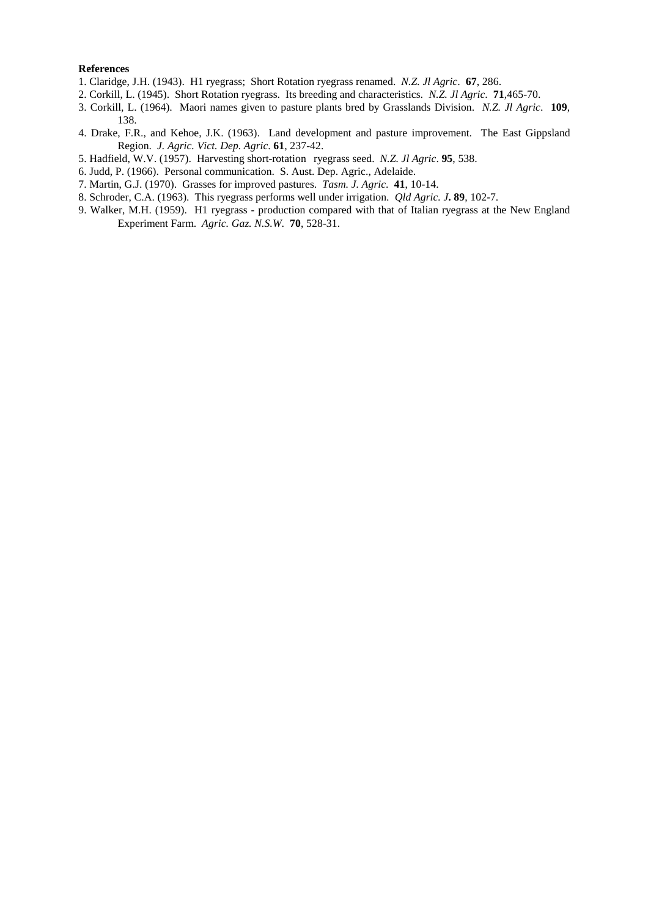**References**

1. Claridge, J.H. (1943). H1 ryegrass; Short Rotation ryegrass renamed. *N.Z. Jl Agric*. **67**, 286.
2. Corkill, L. (1945). Short Rotation ryegrass. Its breeding and characteristics. *N.Z. Jl Agric*. **71**,465-70.
3. Corkill, L. (1964). Maori names given to pasture plants bred by Grasslands Division. *N.Z. Jl Agric*. **109**, 138.
4. Drake, F.R., and Kehoe, J.K. (1963). Land development and pasture improvement. The East Gippsland Region. *J. Agric. Vict. Dep. Agric*. **61**, 237-42.
5. Hadfield, W.V. (1957). Harvesting short-rotation ryegrass seed. *N.Z. Jl Agric*. **95**, 538.
6. Judd, P. (1966). Personal communication. S. Aust. Dep. Agric., Adelaide.
7. Martin, G.J. (1970). Grasses for improved pastures. *Tasm. J. Agric.* **41**, 10-14.
8. Schroder, C.A. (1963). This ryegrass performs well under irrigation. *Qld Agric. J***. 89**, 102-7.
9. Walker, M.H. (1959). H1 ryegrass - production compared with that of Italian ryegrass at the New England Experiment Farm. *Agric. Gaz. N.S.W.* **70**, 528-31.